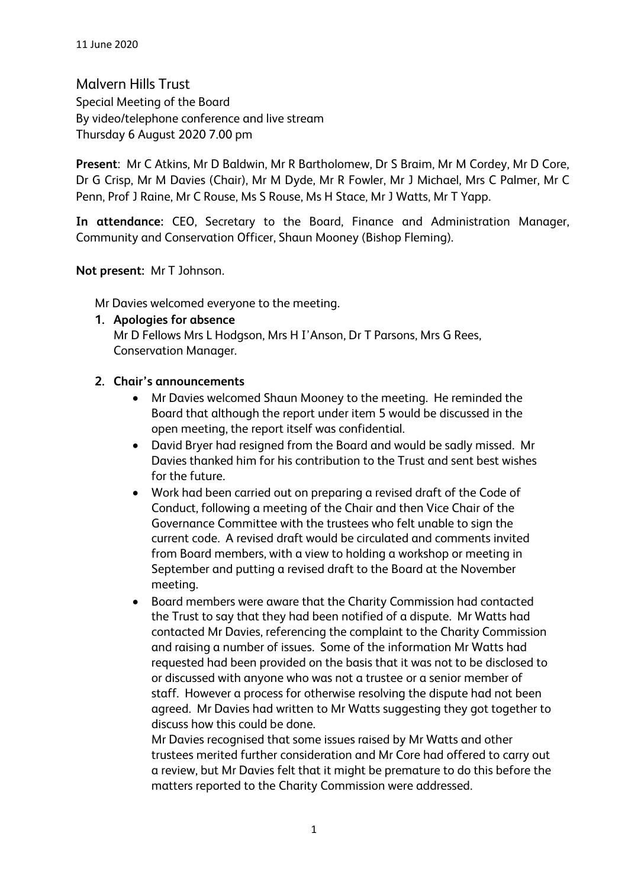11 June 2020

# Malvern Hills Trust

Special Meeting of the Board
By video/telephone conference and live stream
Thursday 6 August 2020 7.00 pm

**Present**: Mr C Atkins, Mr D Baldwin, Mr R Bartholomew, Dr S Braim, Mr M Cordey, Mr D Core, Dr G Crisp, Mr M Davies (Chair), Mr M Dyde, Mr R Fowler, Mr J Michael, Mrs C Palmer, Mr C Penn, Prof J Raine, Mr C Rouse, Ms S Rouse, Ms H Stace, Mr J Watts, Mr T Yapp.

**In attendance:** CEO, Secretary to the Board, Finance and Administration Manager, Community and Conservation Officer, Shaun Mooney (Bishop Fleming).

**Not present:** Mr T Johnson.

Mr Davies welcomed everyone to the meeting.

1. **Apologies for absence**
   Mr D Fellows Mrs L Hodgson, Mrs H I'Anson, Dr T Parsons, Mrs G Rees, Conservation Manager.

2. **Chair's announcements**
   - Mr Davies welcomed Shaun Mooney to the meeting. He reminded the Board that although the report under item 5 would be discussed in the open meeting, the report itself was confidential.
   - David Bryer had resigned from the Board and would be sadly missed. Mr Davies thanked him for his contribution to the Trust and sent best wishes for the future.
   - Work had been carried out on preparing a revised draft of the Code of Conduct, following a meeting of the Chair and then Vice Chair of the Governance Committee with the trustees who felt unable to sign the current code. A revised draft would be circulated and comments invited from Board members, with a view to holding a workshop or meeting in September and putting a revised draft to the Board at the November meeting.
   - Board members were aware that the Charity Commission had contacted the Trust to say that they had been notified of a dispute. Mr Watts had contacted Mr Davies, referencing the complaint to the Charity Commission and raising a number of issues. Some of the information Mr Watts had requested had been provided on the basis that it was not to be disclosed to or discussed with anyone who was not a trustee or a senior member of staff. However a process for otherwise resolving the dispute had not been agreed. Mr Davies had written to Mr Watts suggesting they got together to discuss how this could be done.

     Mr Davies recognised that some issues raised by Mr Watts and other trustees merited further consideration and Mr Core had offered to carry out a review, but Mr Davies felt that it might be premature to do this before the matters reported to the Charity Commission were addressed.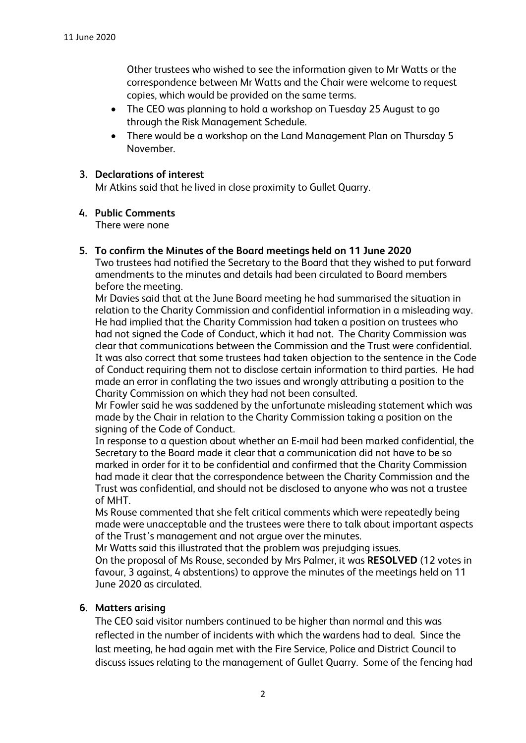Other trustees who wished to see the information given to Mr Watts or the correspondence between Mr Watts and the Chair were welcome to request copies, which would be provided on the same terms.

- The CEO was planning to hold a workshop on Tuesday 25 August to go through the Risk Management Schedule.
- There would be a workshop on the Land Management Plan on Thursday 5 November.

**3. Declarations of interest**

Mr Atkins said that he lived in close proximity to Gullet Quarry.

**4. Public Comments**

There were none

**5. To confirm the Minutes of the Board meetings held on 11 June 2020**

Two trustees had notified the Secretary to the Board that they wished to put forward amendments to the minutes and details had been circulated to Board members before the meeting.

Mr Davies said that at the June Board meeting he had summarised the situation in relation to the Charity Commission and confidential information in a misleading way. He had implied that the Charity Commission had taken a position on trustees who had not signed the Code of Conduct, which it had not. The Charity Commission was clear that communications between the Commission and the Trust were confidential. It was also correct that some trustees had taken objection to the sentence in the Code of Conduct requiring them not to disclose certain information to third parties. He had made an error in conflating the two issues and wrongly attributing a position to the Charity Commission on which they had not been consulted.

Mr Fowler said he was saddened by the unfortunate misleading statement which was made by the Chair in relation to the Charity Commission taking a position on the signing of the Code of Conduct.

In response to a question about whether an E-mail had been marked confidential, the Secretary to the Board made it clear that a communication did not have to be so marked in order for it to be confidential and confirmed that the Charity Commission had made it clear that the correspondence between the Charity Commission and the Trust was confidential, and should not be disclosed to anyone who was not a trustee of MHT.

Ms Rouse commented that she felt critical comments which were repeatedly being made were unacceptable and the trustees were there to talk about important aspects of the Trust's management and not argue over the minutes.

Mr Watts said this illustrated that the problem was prejudging issues.

On the proposal of Ms Rouse, seconded by Mrs Palmer, it was **RESOLVED** (12 votes in favour, 3 against, 4 abstentions) to approve the minutes of the meetings held on 11 June 2020 as circulated.

**6. Matters arising**

The CEO said visitor numbers continued to be higher than normal and this was reflected in the number of incidents with which the wardens had to deal. Since the last meeting, he had again met with the Fire Service, Police and District Council to discuss issues relating to the management of Gullet Quarry. Some of the fencing had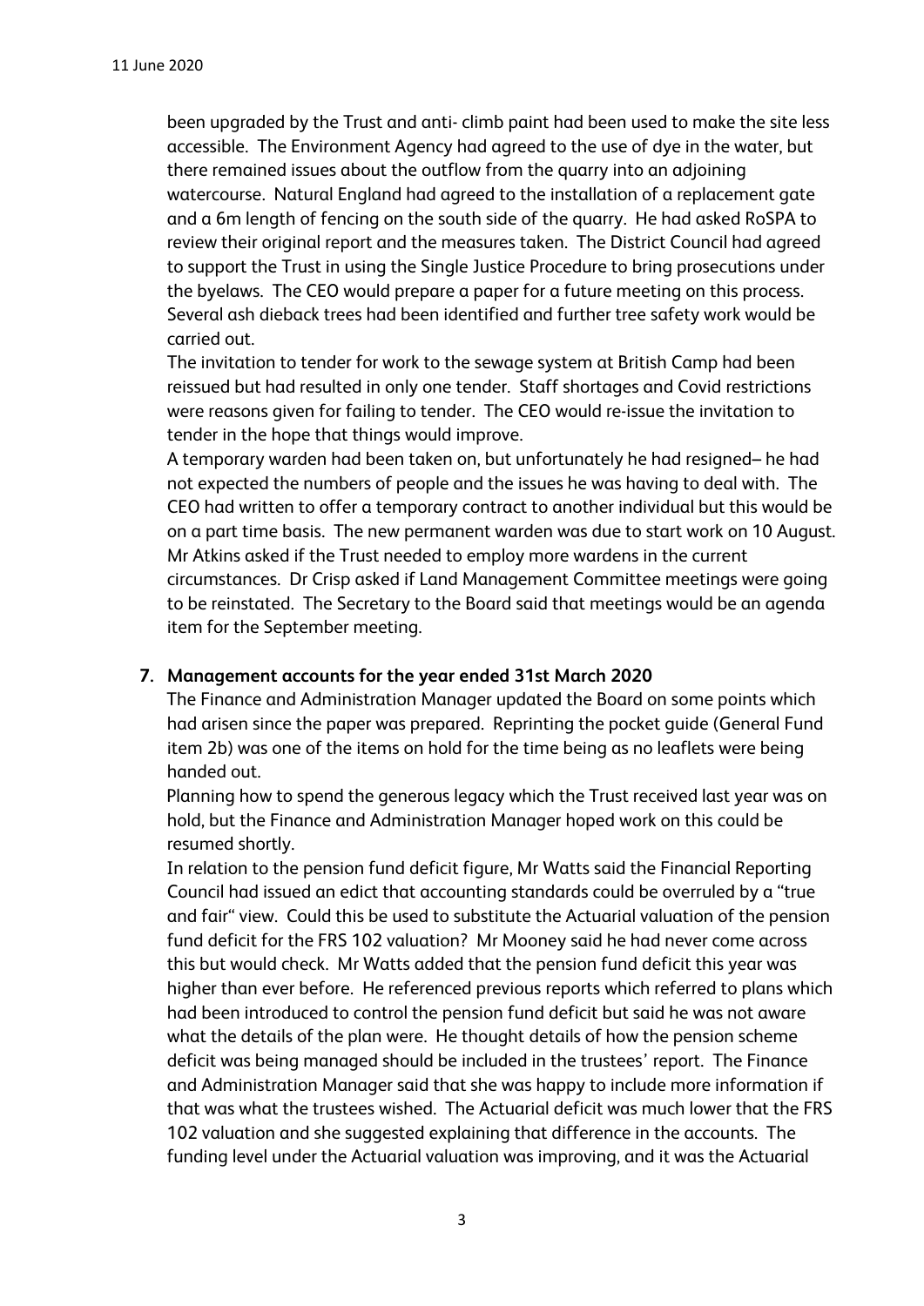been upgraded by the Trust and anti- climb paint had been used to make the site less accessible. The Environment Agency had agreed to the use of dye in the water, but there remained issues about the outflow from the quarry into an adjoining watercourse. Natural England had agreed to the installation of a replacement gate and a 6m length of fencing on the south side of the quarry. He had asked RoSPA to review their original report and the measures taken. The District Council had agreed to support the Trust in using the Single Justice Procedure to bring prosecutions under the byelaws. The CEO would prepare a paper for a future meeting on this process. Several ash dieback trees had been identified and further tree safety work would be carried out.

The invitation to tender for work to the sewage system at British Camp had been reissued but had resulted in only one tender. Staff shortages and Covid restrictions were reasons given for failing to tender. The CEO would re-issue the invitation to tender in the hope that things would improve.

A temporary warden had been taken on, but unfortunately he had resigned– he had not expected the numbers of people and the issues he was having to deal with. The CEO had written to offer a temporary contract to another individual but this would be on a part time basis. The new permanent warden was due to start work on 10 August. Mr Atkins asked if the Trust needed to employ more wardens in the current circumstances. Dr Crisp asked if Land Management Committee meetings were going to be reinstated. The Secretary to the Board said that meetings would be an agenda item for the September meeting.

**7. Management accounts for the year ended 31st March 2020**

The Finance and Administration Manager updated the Board on some points which had arisen since the paper was prepared. Reprinting the pocket guide (General Fund item 2b) was one of the items on hold for the time being as no leaflets were being handed out.

Planning how to spend the generous legacy which the Trust received last year was on hold, but the Finance and Administration Manager hoped work on this could be resumed shortly.

In relation to the pension fund deficit figure, Mr Watts said the Financial Reporting Council had issued an edict that accounting standards could be overruled by a "true and fair" view. Could this be used to substitute the Actuarial valuation of the pension fund deficit for the FRS 102 valuation? Mr Mooney said he had never come across this but would check. Mr Watts added that the pension fund deficit this year was higher than ever before. He referenced previous reports which referred to plans which had been introduced to control the pension fund deficit but said he was not aware what the details of the plan were. He thought details of how the pension scheme deficit was being managed should be included in the trustees' report. The Finance and Administration Manager said that she was happy to include more information if that was what the trustees wished. The Actuarial deficit was much lower that the FRS 102 valuation and she suggested explaining that difference in the accounts. The funding level under the Actuarial valuation was improving, and it was the Actuarial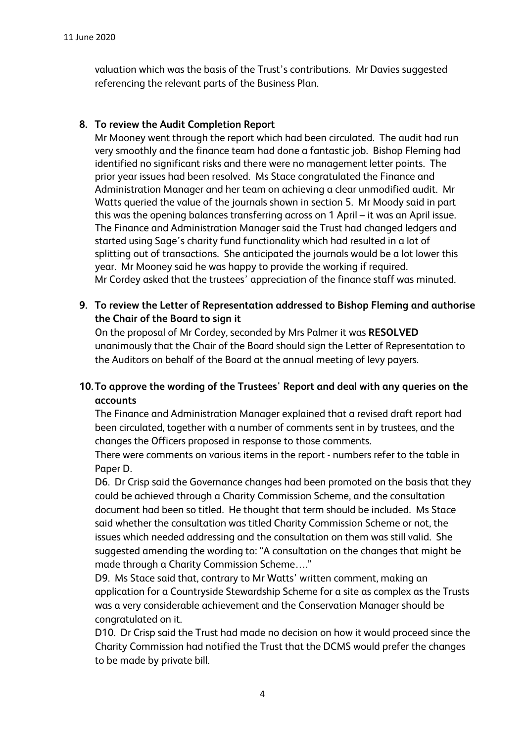valuation which was the basis of the Trust's contributions. Mr Davies suggested referencing the relevant parts of the Business Plan.

**8. To review the Audit Completion Report**

Mr Mooney went through the report which had been circulated. The audit had run very smoothly and the finance team had done a fantastic job. Bishop Fleming had identified no significant risks and there were no management letter points. The prior year issues had been resolved. Ms Stace congratulated the Finance and Administration Manager and her team on achieving a clear unmodified audit. Mr Watts queried the value of the journals shown in section 5. Mr Moody said in part this was the opening balances transferring across on 1 April – it was an April issue. The Finance and Administration Manager said the Trust had changed ledgers and started using Sage's charity fund functionality which had resulted in a lot of splitting out of transactions. She anticipated the journals would be a lot lower this year. Mr Mooney said he was happy to provide the working if required.
Mr Cordey asked that the trustees' appreciation of the finance staff was minuted.

**9. To review the Letter of Representation addressed to Bishop Fleming and authorise the Chair of the Board to sign it**

On the proposal of Mr Cordey, seconded by Mrs Palmer it was **RESOLVED** unanimously that the Chair of the Board should sign the Letter of Representation to the Auditors on behalf of the Board at the annual meeting of levy payers.

**10. To approve the wording of the Trustees' Report and deal with any queries on the accounts**

The Finance and Administration Manager explained that a revised draft report had been circulated, together with a number of comments sent in by trustees, and the changes the Officers proposed in response to those comments.
There were comments on various items in the report - numbers refer to the table in Paper D.
D6. Dr Crisp said the Governance changes had been promoted on the basis that they could be achieved through a Charity Commission Scheme, and the consultation document had been so titled. He thought that term should be included. Ms Stace said whether the consultation was titled Charity Commission Scheme or not, the issues which needed addressing and the consultation on them was still valid. She suggested amending the wording to: "A consultation on the changes that might be made through a Charity Commission Scheme…."
D9. Ms Stace said that, contrary to Mr Watts' written comment, making an application for a Countryside Stewardship Scheme for a site as complex as the Trusts was a very considerable achievement and the Conservation Manager should be congratulated on it.
D10. Dr Crisp said the Trust had made no decision on how it would proceed since the Charity Commission had notified the Trust that the DCMS would prefer the changes to be made by private bill.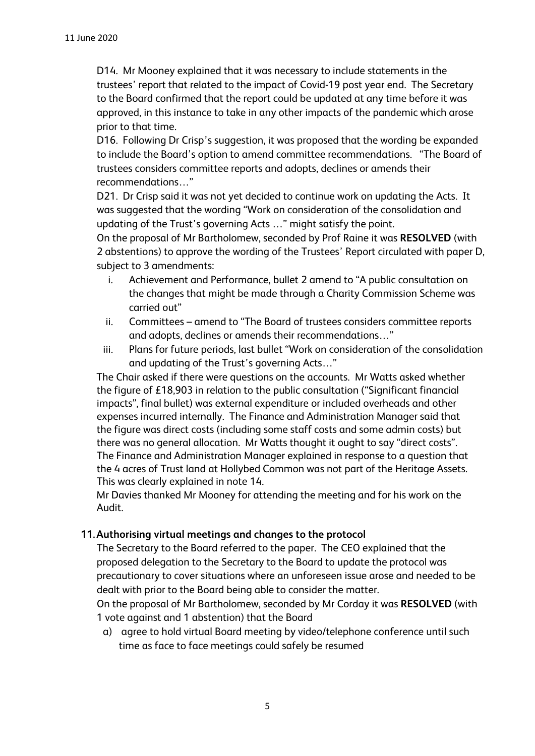D14. Mr Mooney explained that it was necessary to include statements in the trustees' report that related to the impact of Covid-19 post year end. The Secretary to the Board confirmed that the report could be updated at any time before it was approved, in this instance to take in any other impacts of the pandemic which arose prior to that time.

D16. Following Dr Crisp's suggestion, it was proposed that the wording be expanded to include the Board's option to amend committee recommendations. "The Board of trustees considers committee reports and adopts, declines or amends their recommendations…"

D21. Dr Crisp said it was not yet decided to continue work on updating the Acts. It was suggested that the wording "Work on consideration of the consolidation and updating of the Trust's governing Acts …" might satisfy the point.

On the proposal of Mr Bartholomew, seconded by Prof Raine it was **RESOLVED** (with 2 abstentions) to approve the wording of the Trustees' Report circulated with paper D, subject to 3 amendments:

i. Achievement and Performance, bullet 2 amend to "A public consultation on the changes that might be made through a Charity Commission Scheme was carried out"
ii. Committees – amend to "The Board of trustees considers committee reports and adopts, declines or amends their recommendations…"
iii. Plans for future periods, last bullet "Work on consideration of the consolidation and updating of the Trust's governing Acts…"

The Chair asked if there were questions on the accounts. Mr Watts asked whether the figure of £18,903 in relation to the public consultation ("Significant financial impacts", final bullet) was external expenditure or included overheads and other expenses incurred internally. The Finance and Administration Manager said that the figure was direct costs (including some staff costs and some admin costs) but there was no general allocation. Mr Watts thought it ought to say "direct costs". The Finance and Administration Manager explained in response to a question that the 4 acres of Trust land at Hollybed Common was not part of the Heritage Assets. This was clearly explained in note 14.

Mr Davies thanked Mr Mooney for attending the meeting and for his work on the Audit.

## 11. Authorising virtual meetings and changes to the protocol

The Secretary to the Board referred to the paper. The CEO explained that the proposed delegation to the Secretary to the Board to update the protocol was precautionary to cover situations where an unforeseen issue arose and needed to be dealt with prior to the Board being able to consider the matter.

On the proposal of Mr Bartholomew, seconded by Mr Corday it was **RESOLVED** (with 1 vote against and 1 abstention) that the Board

a) agree to hold virtual Board meeting by video/telephone conference until such time as face to face meetings could safely be resumed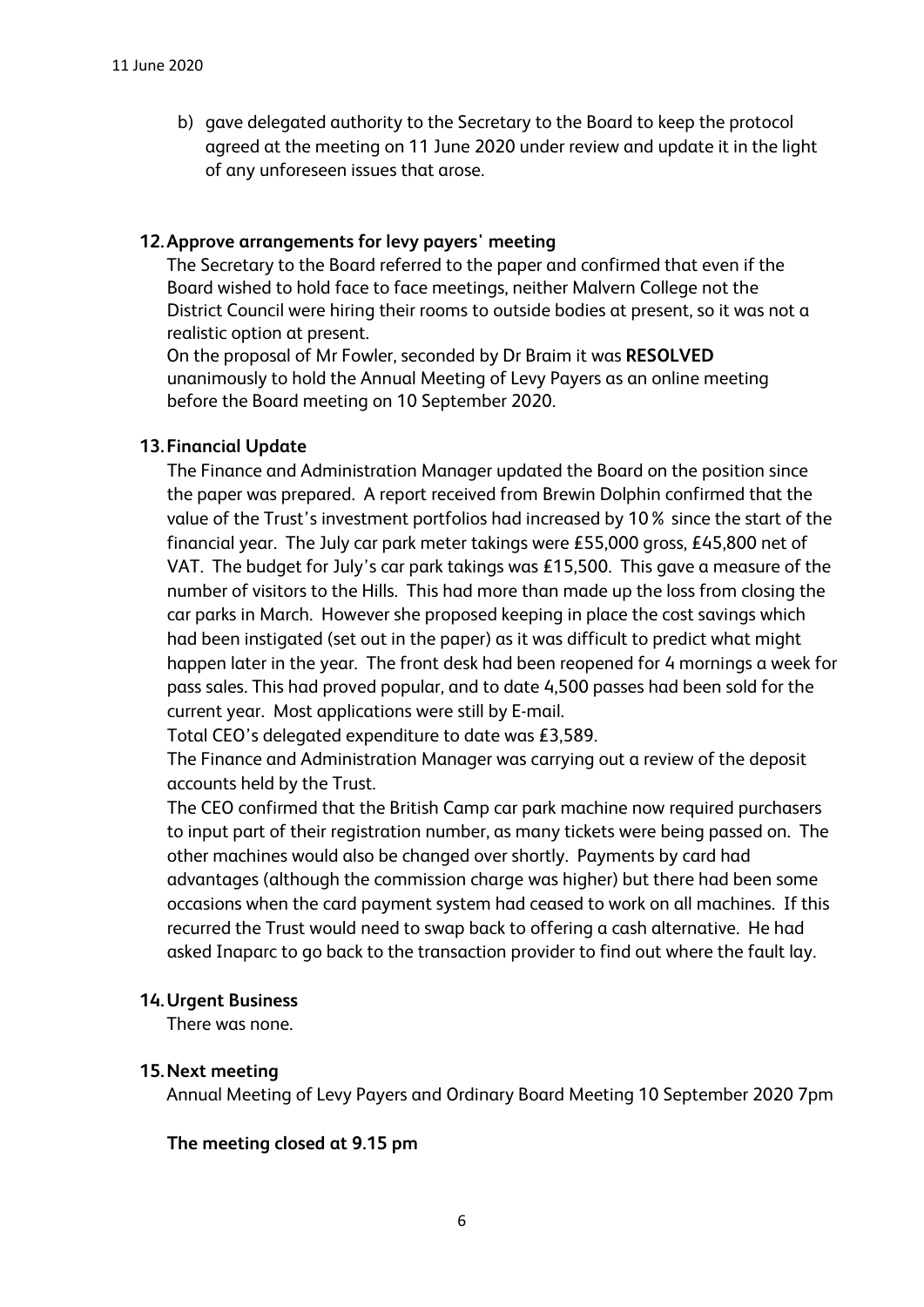b) gave delegated authority to the Secretary to the Board to keep the protocol agreed at the meeting on 11 June 2020 under review and update it in the light of any unforeseen issues that arose.

**12. Approve arrangements for levy payers' meeting**

The Secretary to the Board referred to the paper and confirmed that even if the Board wished to hold face to face meetings, neither Malvern College not the District Council were hiring their rooms to outside bodies at present, so it was not a realistic option at present.

On the proposal of Mr Fowler, seconded by Dr Braim it was **RESOLVED** unanimously to hold the Annual Meeting of Levy Payers as an online meeting before the Board meeting on 10 September 2020.

**13. Financial Update**

The Finance and Administration Manager updated the Board on the position since the paper was prepared. A report received from Brewin Dolphin confirmed that the value of the Trust's investment portfolios had increased by 10% since the start of the financial year. The July car park meter takings were £55,000 gross, £45,800 net of VAT. The budget for July's car park takings was £15,500. This gave a measure of the number of visitors to the Hills. This had more than made up the loss from closing the car parks in March. However she proposed keeping in place the cost savings which had been instigated (set out in the paper) as it was difficult to predict what might happen later in the year. The front desk had been reopened for 4 mornings a week for pass sales. This had proved popular, and to date 4,500 passes had been sold for the current year. Most applications were still by E-mail.

Total CEO's delegated expenditure to date was £3,589.

The Finance and Administration Manager was carrying out a review of the deposit accounts held by the Trust.

The CEO confirmed that the British Camp car park machine now required purchasers to input part of their registration number, as many tickets were being passed on. The other machines would also be changed over shortly. Payments by card had advantages (although the commission charge was higher) but there had been some occasions when the card payment system had ceased to work on all machines. If this recurred the Trust would need to swap back to offering a cash alternative. He had asked Inaparc to go back to the transaction provider to find out where the fault lay.

**14. Urgent Business**

There was none.

**15. Next meeting**

Annual Meeting of Levy Payers and Ordinary Board Meeting 10 September 2020 7pm

**The meeting closed at 9.15 pm**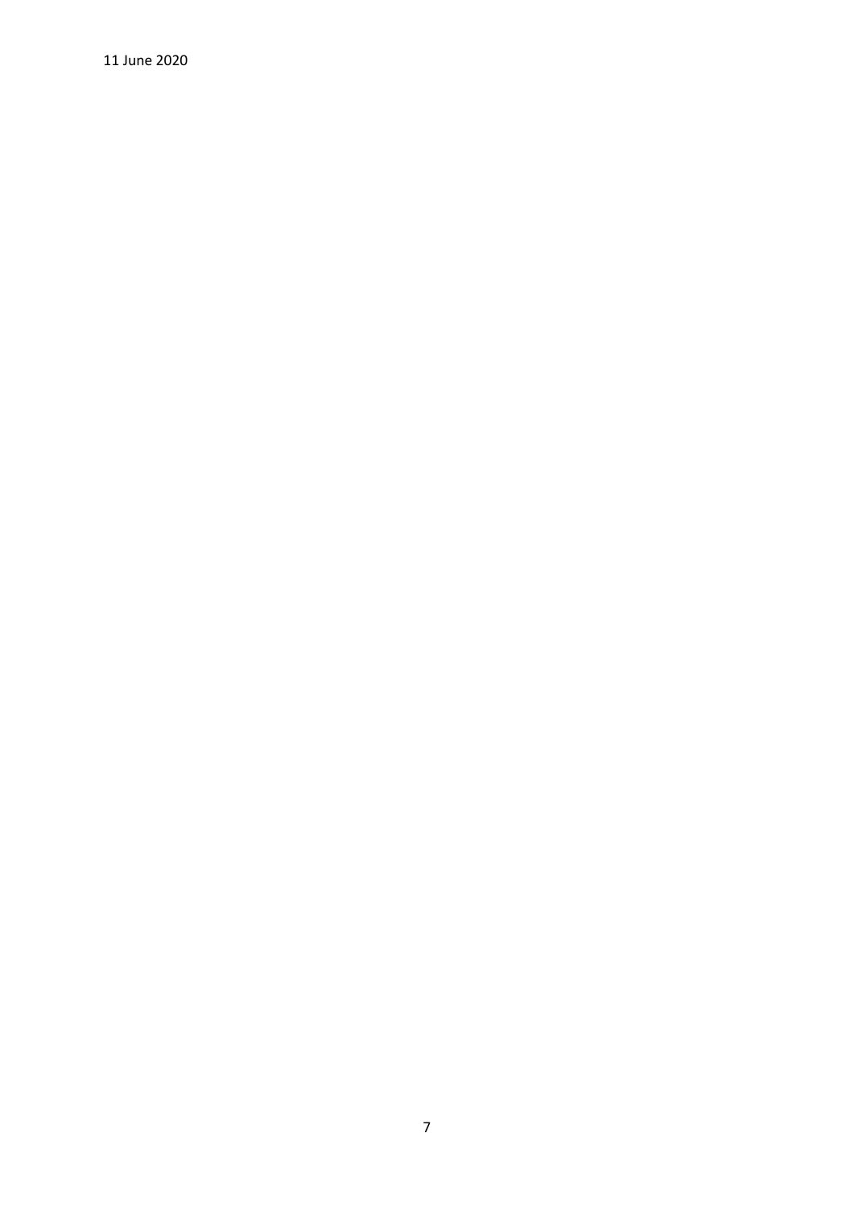11 June 2020